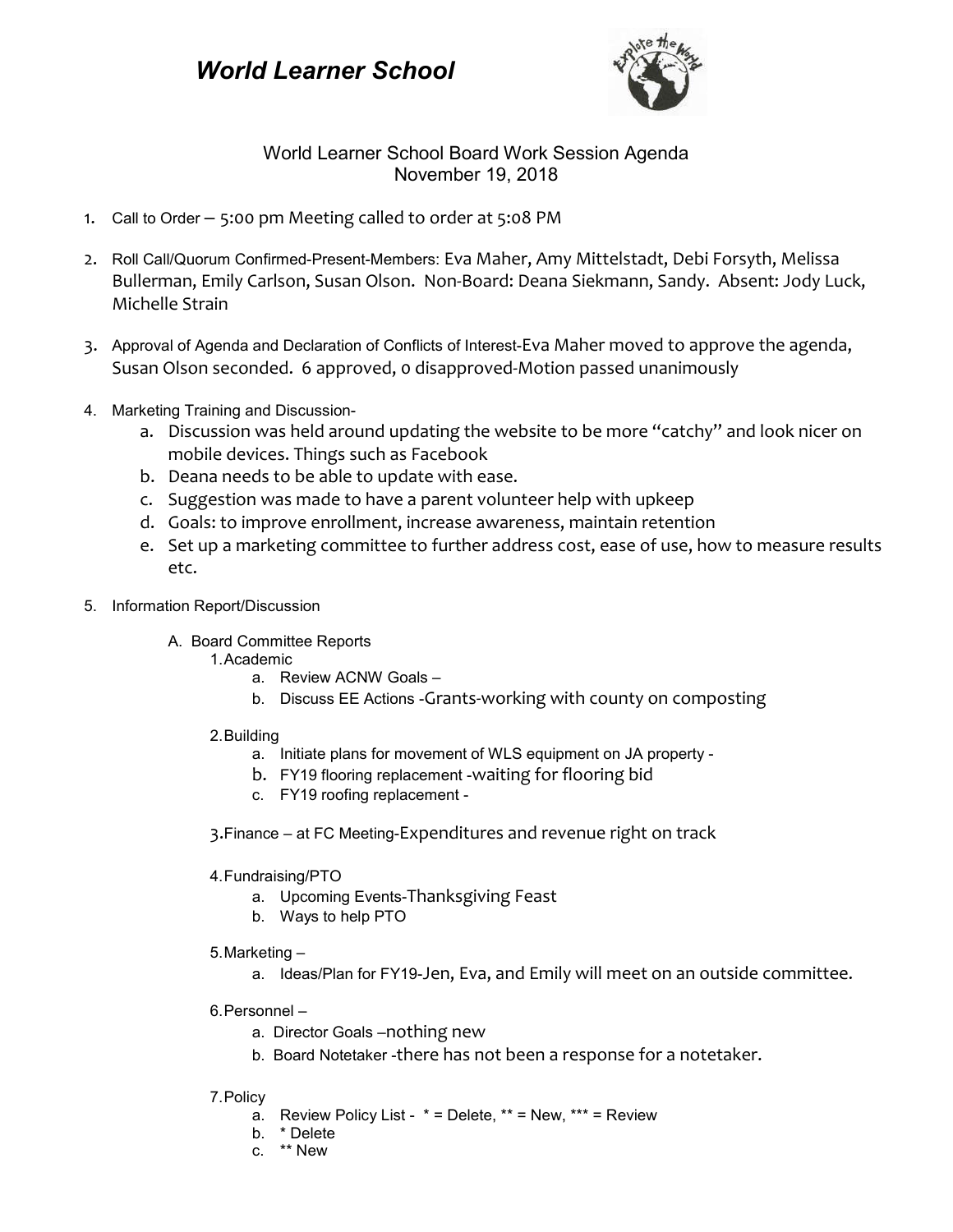# World Learner School

World Learner School Board Work Session Agenda
November 19, 2018

1. Call to Order – 5:00 pm Meeting called to order at 5:08 PM

2. Roll Call/Quorum Confirmed-Present-Members: Eva Maher, Amy Mittelstadt, Debi Forsyth, Melissa Bullerman, Emily Carlson, Susan Olson. Non-Board: Deana Siekmann, Sandy. Absent: Jody Luck, Michelle Strain

3. Approval of Agenda and Declaration of Conflicts of Interest-Eva Maher moved to approve the agenda, Susan Olson seconded. 6 approved, 0 disapproved-Motion passed unanimously

4. Marketing Training and Discussion-
   a. Discussion was held around updating the website to be more "catchy" and look nicer on mobile devices. Things such as Facebook
   b. Deana needs to be able to update with ease.
   c. Suggestion was made to have a parent volunteer help with upkeep
   d. Goals: to improve enrollment, increase awareness, maintain retention
   e. Set up a marketing committee to further address cost, ease of use, how to measure results etc.

5. Information Report/Discussion

   A. Board Committee Reports
      1. Academic
         a. Review ACNW Goals –
         b. Discuss EE Actions -Grants-working with county on composting

      2. Building
         a. Initiate plans for movement of WLS equipment on JA property -
         b. FY19 flooring replacement -waiting for flooring bid
         c. FY19 roofing replacement -

      3. Finance – at FC Meeting-Expenditures and revenue right on track

      4. Fundraising/PTO
         a. Upcoming Events-Thanksgiving Feast
         b. Ways to help PTO

      5. Marketing –
         a. Ideas/Plan for FY19-Jen, Eva, and Emily will meet on an outside committee.

      6. Personnel –
         a. Director Goals –nothing new
         b. Board Notetaker -there has not been a response for a notetaker.

      7. Policy
         a. Review Policy List - * = Delete, ** = New, *** = Review
         b. * Delete
         c. ** New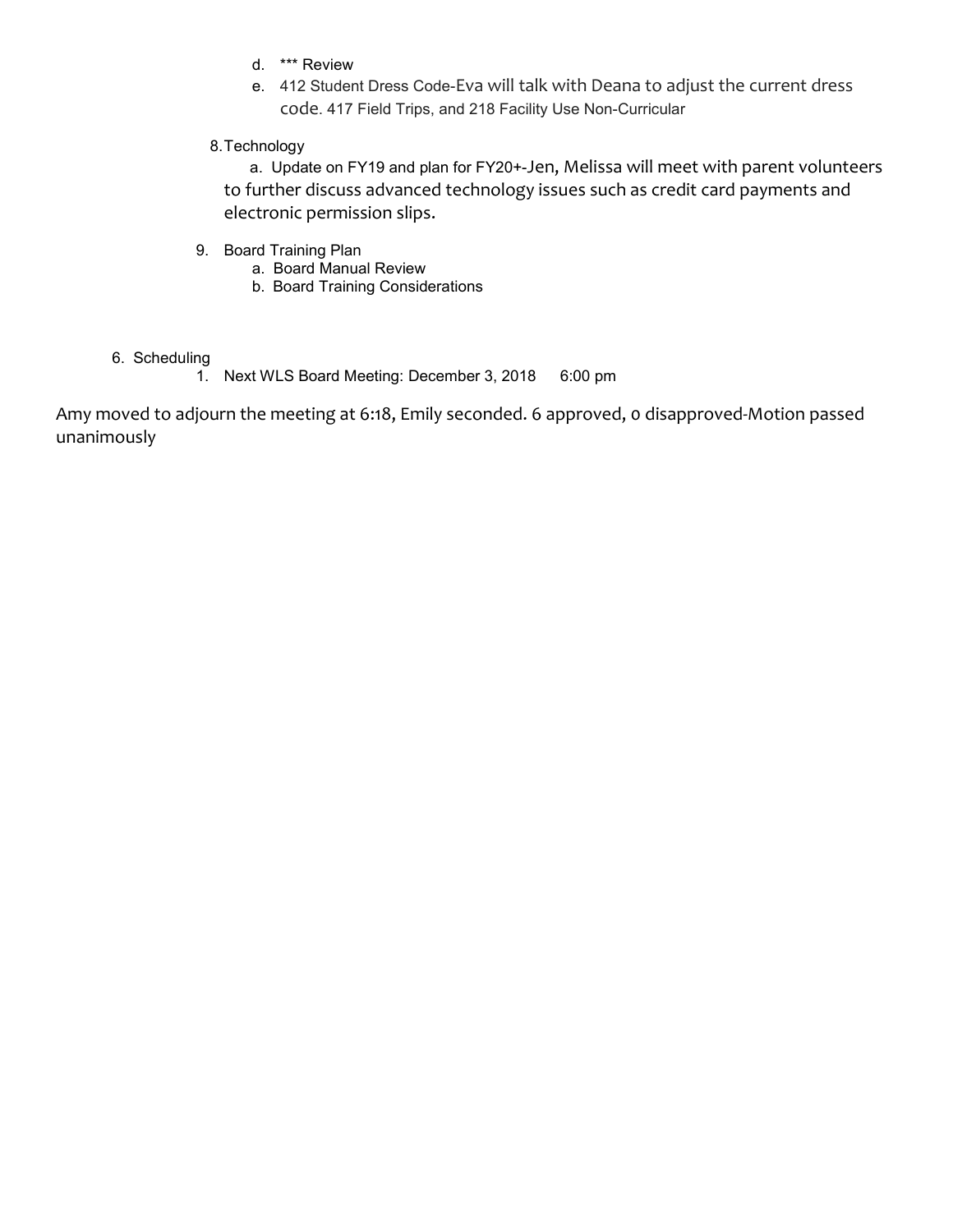d. *** Review
e. 412 Student Dress Code-Eva will talk with Deana to adjust the current dress code. 417 Field Trips, and 218 Facility Use Non-Curricular

8. Technology
   a. Update on FY19 and plan for FY20+-Jen, Melissa will meet with parent volunteers to further discuss advanced technology issues such as credit card payments and electronic permission slips.

9. Board Training Plan
   a. Board Manual Review
   b. Board Training Considerations

6. Scheduling
   1. Next WLS Board Meeting: December 3, 2018 6:00 pm

Amy moved to adjourn the meeting at 6:18, Emily seconded. 6 approved, 0 disapproved-Motion passed unanimously